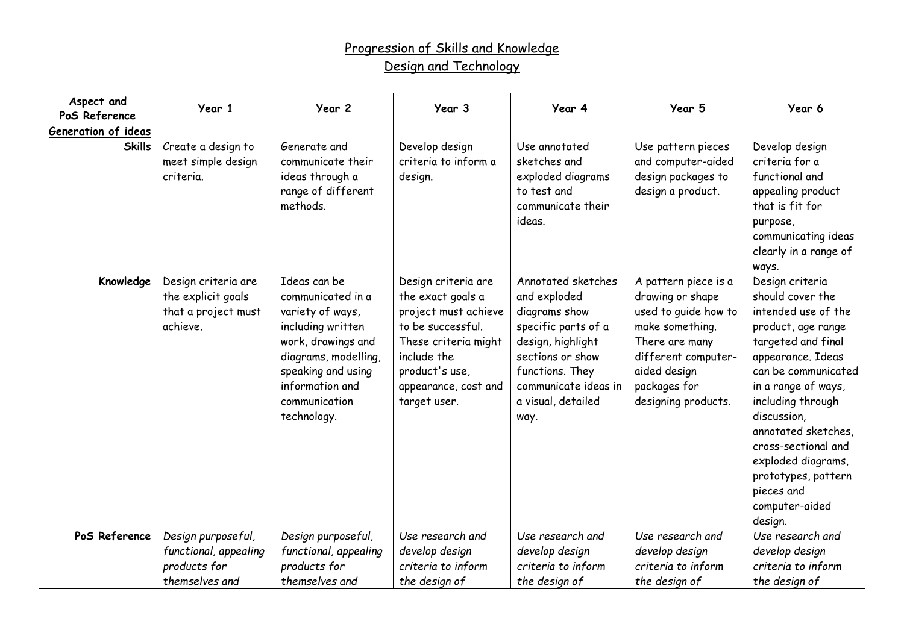# Progression of Skills and Knowledge
## Design and Technology

| Aspect and PoS Reference | Year 1 | Year 2 | Year 3 | Year 4 | Year 5 | Year 6 |
|---|---|---|---|---|---|---|
| **Generation of ideas** | | | | | | |
| **Skills** | Create a design to meet simple design criteria. | Generate and communicate their ideas through a range of different methods. | Develop design criteria to inform a design. | Use annotated sketches and exploded diagrams to test and communicate their ideas. | Use pattern pieces and computer-aided design packages to design a product. | Develop design criteria for a functional and appealing product that is fit for purpose, communicating ideas clearly in a range of ways. |
| **Knowledge** | Design criteria are the explicit goals that a project must achieve. | Ideas can be communicated in a variety of ways, including written work, drawings and diagrams, modelling, speaking and using information and communication technology. | Design criteria are the exact goals a project must achieve to be successful. These criteria might include the product's use, appearance, cost and target user. | Annotated sketches and exploded diagrams show specific parts of a design, highlight sections or show functions. They communicate ideas in a visual, detailed way. | A pattern piece is a drawing or shape used to guide how to make something. There are many different computer-aided design packages for designing products. | Design criteria should cover the intended use of the product, age range targeted and final appearance. Ideas can be communicated in a range of ways, including through discussion, annotated sketches, cross-sectional and exploded diagrams, prototypes, pattern pieces and computer-aided design. |
| **PoS Reference** | *Design purposeful, functional, appealing products for themselves and* | *Design purposeful, functional, appealing products for themselves and* | *Use research and develop design criteria to inform the design of* | *Use research and develop design criteria to inform the design of* | *Use research and develop design criteria to inform the design of* | *Use research and develop design criteria to inform the design of* |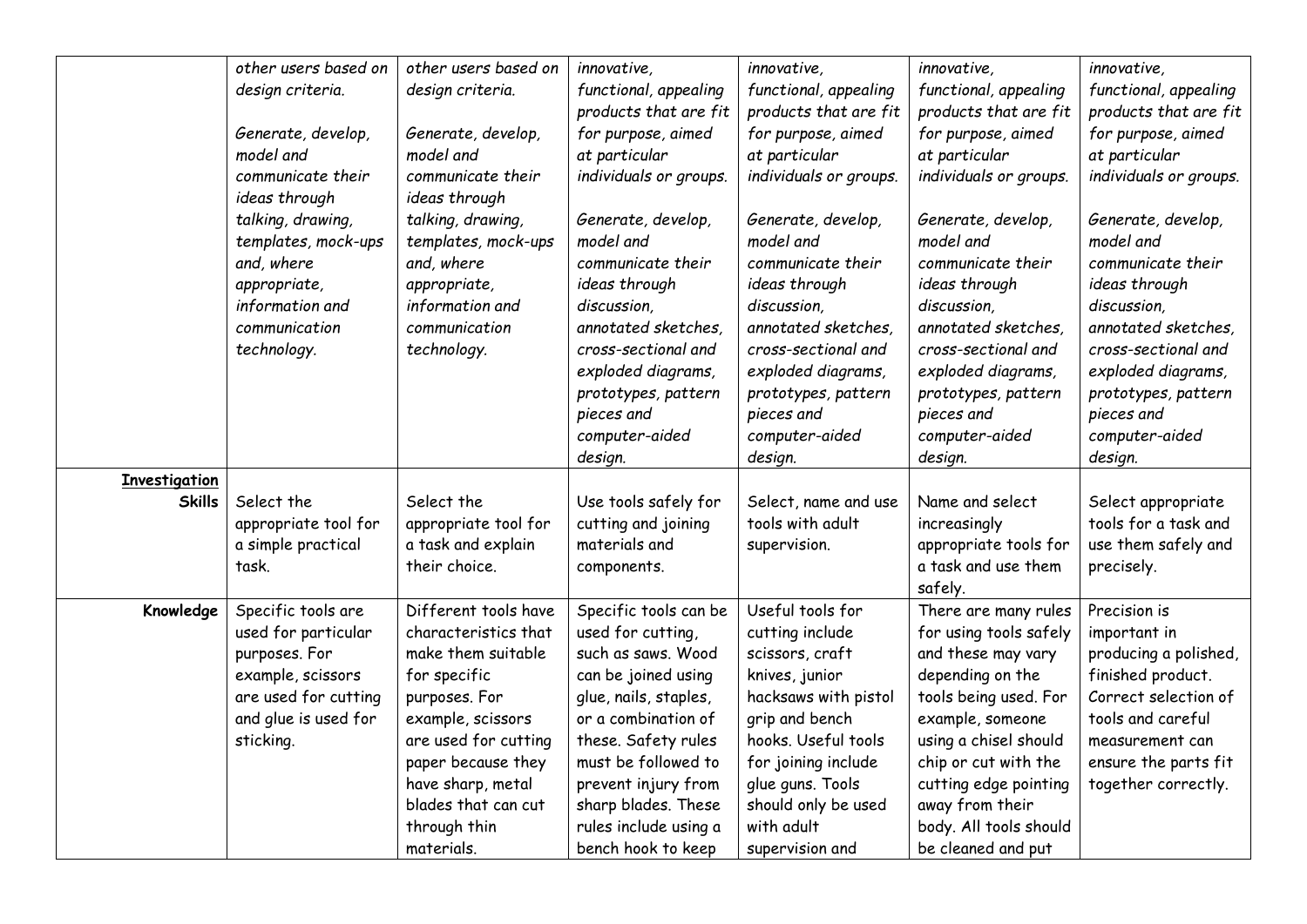| | | | | | | |
|---|---|---|---|---|---|---|
| | *other users based on design criteria.*<br><br>*Generate, develop, model and communicate their ideas through talking, drawing, templates, mock-ups and, where appropriate, information and communication technology.* | *other users based on design criteria.*<br><br>*Generate, develop, model and communicate their ideas through talking, drawing, templates, mock-ups and, where appropriate, information and communication technology.* | *innovative, functional, appealing products that are fit for purpose, aimed at particular individuals or groups.*<br><br>*Generate, develop, model and communicate their ideas through discussion, annotated sketches, cross-sectional and exploded diagrams, prototypes, pattern pieces and computer-aided design.* | *innovative, functional, appealing products that are fit for purpose, aimed at particular individuals or groups.*<br><br>*Generate, develop, model and communicate their ideas through discussion, annotated sketches, cross-sectional and exploded diagrams, prototypes, pattern pieces and computer-aided design.* | *innovative, functional, appealing products that are fit for purpose, aimed at particular individuals or groups.*<br><br>*Generate, develop, model and communicate their ideas through discussion, annotated sketches, cross-sectional and exploded diagrams, prototypes, pattern pieces and computer-aided design.* | *innovative, functional, appealing products that are fit for purpose, aimed at particular individuals or groups.*<br><br>*Generate, develop, model and communicate their ideas through discussion, annotated sketches, cross-sectional and exploded diagrams, prototypes, pattern pieces and computer-aided design.* |
| **<u>Investigation</u> Skills** | Select the appropriate tool for a simple practical task. | Select the appropriate tool for a task and explain their choice. | Use tools safely for cutting and joining materials and components. | Select, name and use tools with adult supervision. | Name and select increasingly appropriate tools for a task and use them safely. | Select appropriate tools for a task and use them safely and precisely. |
| **Knowledge** | Specific tools are used for particular purposes. For example, scissors are used for cutting and glue is used for sticking. | Different tools have characteristics that make them suitable for specific purposes. For example, scissors are used for cutting paper because they have sharp, metal blades that can cut through thin materials. | Specific tools can be used for cutting, such as saws. Wood can be joined using glue, nails, staples, or a combination of these. Safety rules must be followed to prevent injury from sharp blades. These rules include using a bench hook to keep | Useful tools for cutting include scissors, craft knives, junior hacksaws with pistol grip and bench hooks. Useful tools for joining include glue guns. Tools should only be used with adult supervision and | There are many rules for using tools safely and these may vary depending on the tools being used. For example, someone using a chisel should chip or cut with the cutting edge pointing away from their body. All tools should be cleaned and put | Precision is important in producing a polished, finished product. Correct selection of tools and careful measurement can ensure the parts fit together correctly. |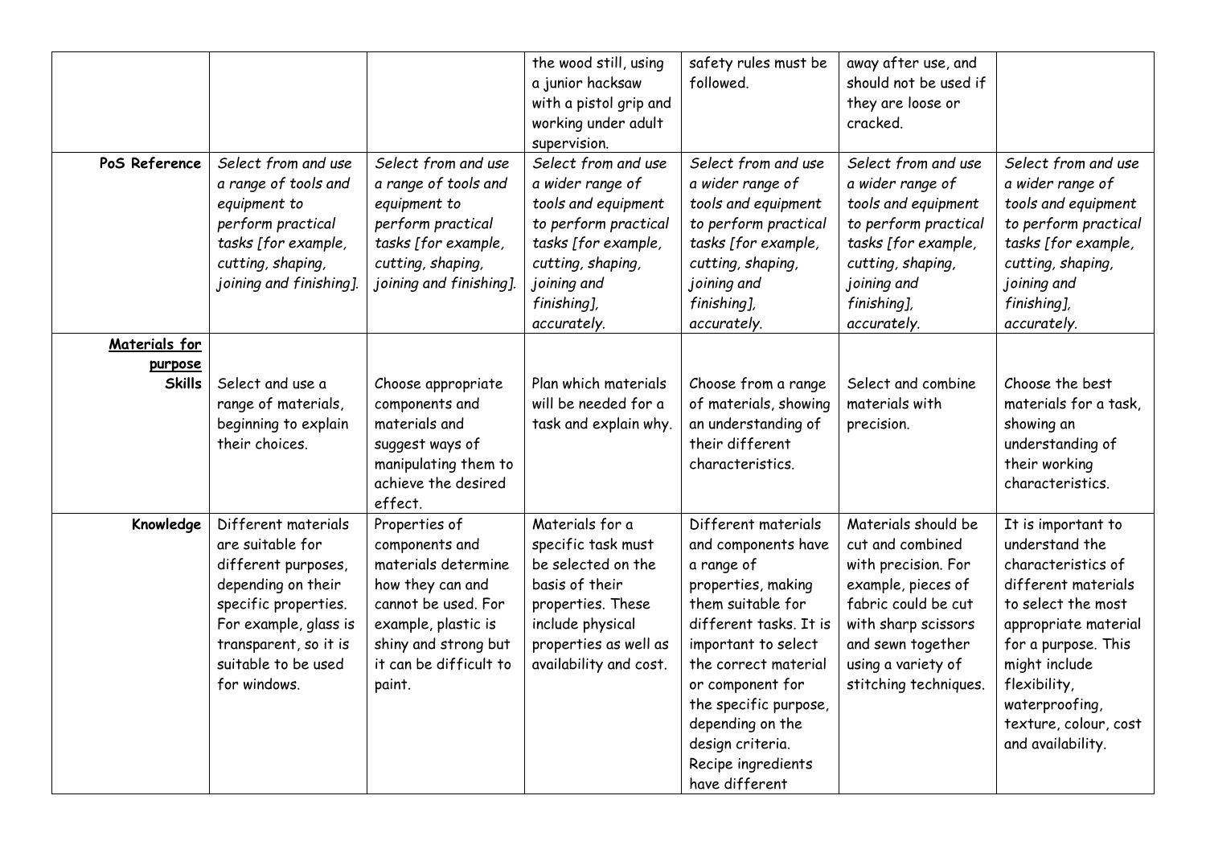| | | | | | | |
|---|---|---|---|---|---|---|
| | | | the wood still, using a junior hacksaw with a pistol grip and working under adult supervision. | safety rules must be followed. | away after use, and should not be used if they are loose or cracked. | |
| **PoS Reference** | *Select from and use a range of tools and equipment to perform practical tasks [for example, cutting, shaping, joining and finishing].* | *Select from and use a range of tools and equipment to perform practical tasks [for example, cutting, shaping, joining and finishing].* | *Select from and use a wider range of tools and equipment to perform practical tasks [for example, cutting, shaping, joining and finishing], accurately.* | *Select from and use a wider range of tools and equipment to perform practical tasks [for example, cutting, shaping, joining and finishing], accurately.* | *Select from and use a wider range of tools and equipment to perform practical tasks [for example, cutting, shaping, joining and finishing], accurately.* | *Select from and use a wider range of tools and equipment to perform practical tasks [for example, cutting, shaping, joining and finishing], accurately.* |
| **Materials for purpose** | | | | | | |
| **Skills** | Select and use a range of materials, beginning to explain their choices. | Choose appropriate components and materials and suggest ways of manipulating them to achieve the desired effect. | Plan which materials will be needed for a task and explain why. | Choose from a range of materials, showing an understanding of their different characteristics. | Select and combine materials with precision. | Choose the best materials for a task, showing an understanding of their working characteristics. |
| **Knowledge** | Different materials are suitable for different purposes, depending on their specific properties. For example, glass is transparent, so it is suitable to be used for windows. | Properties of components and materials determine how they can and cannot be used. For example, plastic is shiny and strong but it can be difficult to paint. | Materials for a specific task must be selected on the basis of their properties. These include physical properties as well as availability and cost. | Different materials and components have a range of properties, making them suitable for different tasks. It is important to select the correct material or component for the specific purpose, depending on the design criteria. Recipe ingredients have different | Materials should be cut and combined with precision. For example, pieces of fabric could be cut with sharp scissors and sewn together using a variety of stitching techniques. | It is important to understand the characteristics of different materials to select the most appropriate material for a purpose. This might include flexibility, waterproofing, texture, colour, cost and availability. |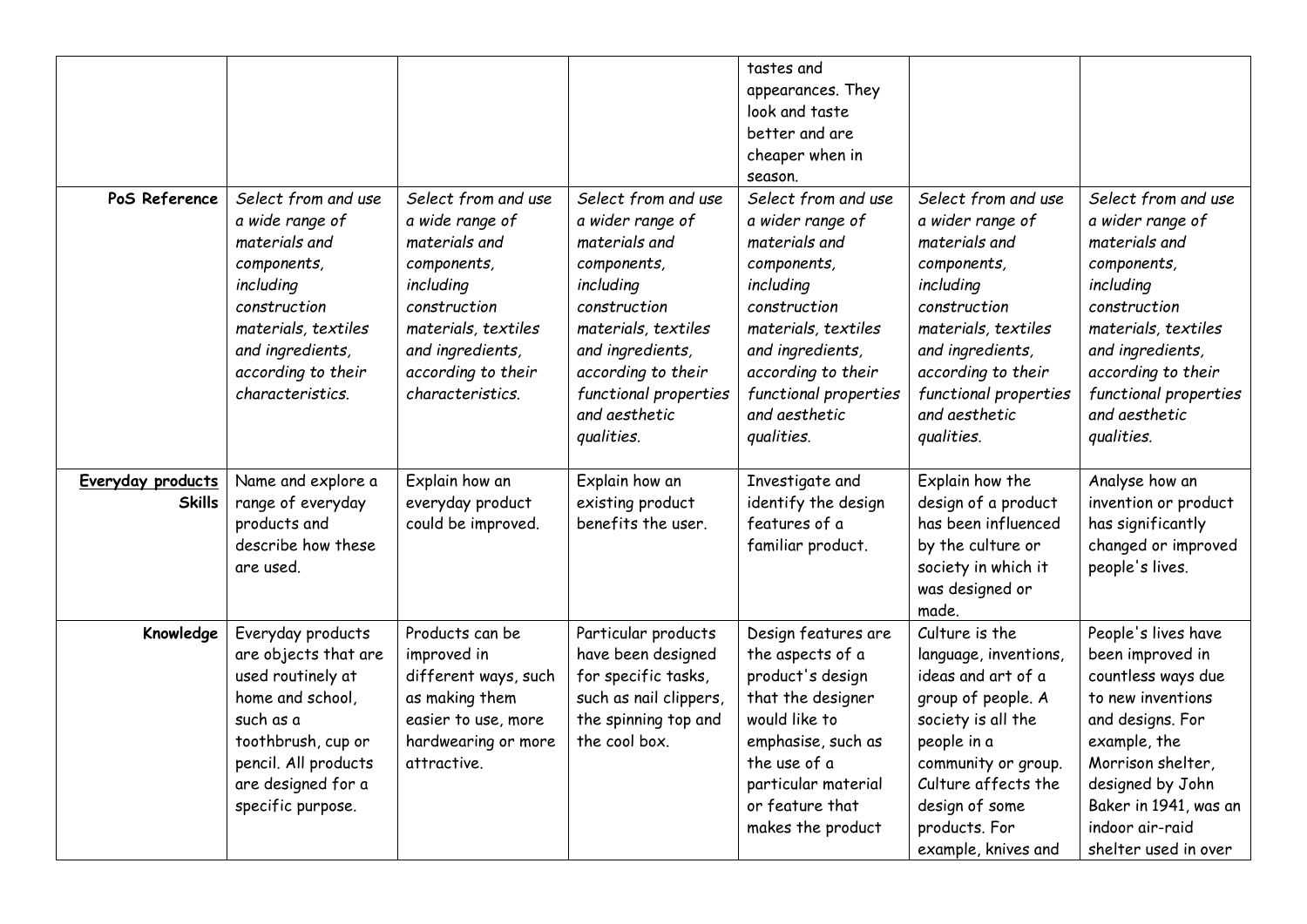| | | | | | | |
|---|---|---|---|---|---|---|
| | | | | tastes and appearances. They look and taste better and are cheaper when in season. | | |
| **PoS Reference** | *Select from and use a wide range of materials and components, including construction materials, textiles and ingredients, according to their characteristics.* | *Select from and use a wide range of materials and components, including construction materials, textiles and ingredients, according to their characteristics.* | *Select from and use a wider range of materials and components, including construction materials, textiles and ingredients, according to their functional properties and aesthetic qualities.* | *Select from and use a wider range of materials and components, including construction materials, textiles and ingredients, according to their functional properties and aesthetic qualities.* | *Select from and use a wider range of materials and components, including construction materials, textiles and ingredients, according to their functional properties and aesthetic qualities.* | *Select from and use a wider range of materials and components, including construction materials, textiles and ingredients, according to their functional properties and aesthetic qualities.* |
| **Everyday products Skills** | Name and explore a range of everyday products and describe how these are used. | Explain how an everyday product could be improved. | Explain how an existing product benefits the user. | Investigate and identify the design features of a familiar product. | Explain how the design of a product has been influenced by the culture or society in which it was designed or made. | Analyse how an invention or product has significantly changed or improved people's lives. |
| **Knowledge** | Everyday products are objects that are used routinely at home and school, such as a toothbrush, cup or pencil. All products are designed for a specific purpose. | Products can be improved in different ways, such as making them easier to use, more hardwearing or more attractive. | Particular products have been designed for specific tasks, such as nail clippers, the spinning top and the cool box. | Design features are the aspects of a product's design that the designer would like to emphasise, such as the use of a particular material or feature that makes the product | Culture is the language, inventions, ideas and art of a group of people. A society is all the people in a community or group. Culture affects the design of some products. For example, knives and | People's lives have been improved in countless ways due to new inventions and designs. For example, the Morrison shelter, designed by John Baker in 1941, was an indoor air-raid shelter used in over |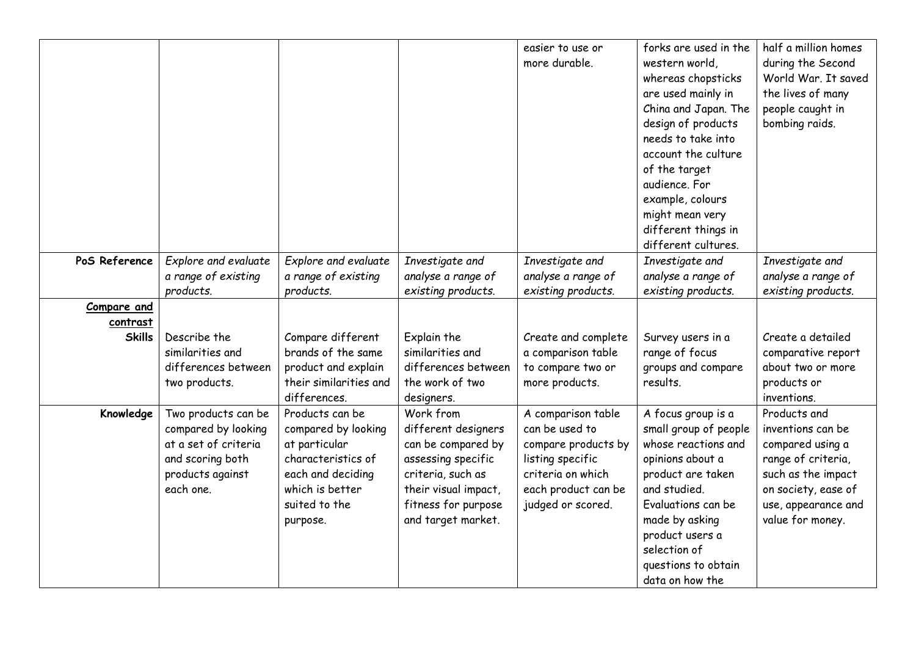|  |  |  |  | easier to use or more durable. | forks are used in the western world, whereas chopsticks are used mainly in China and Japan. The design of products needs to take into account the culture of the target audience. For example, colours might mean very different things in different cultures. | half a million homes during the Second World War. It saved the lives of many people caught in bombing raids. |
|---|---|---|---|---|---|---|
| **PoS Reference** | *Explore and evaluate a range of existing products.* | *Explore and evaluate a range of existing products.* | *Investigate and analyse a range of existing products.* | *Investigate and analyse a range of existing products.* | *Investigate and analyse a range of existing products.* | *Investigate and analyse a range of existing products.* |
| **Compare and contrast Skills** | Describe the similarities and differences between two products. | Compare different brands of the same product and explain their similarities and differences. | Explain the similarities and differences between the work of two designers. | Create and complete a comparison table to compare two or more products. | Survey users in a range of focus groups and compare results. | Create a detailed comparative report about two or more products or inventions. |
| **Knowledge** | Two products can be compared by looking at a set of criteria and scoring both products against each one. | Products can be compared by looking at particular characteristics of each and deciding which is better suited to the purpose. | Work from different designers can be compared by assessing specific criteria, such as their visual impact, fitness for purpose and target market. | A comparison table can be used to compare products by listing specific criteria on which each product can be judged or scored. | A focus group is a small group of people whose reactions and opinions about a product are taken and studied. Evaluations can be made by asking product users a selection of questions to obtain data on how the | Products and inventions can be compared using a range of criteria, such as the impact on society, ease of use, appearance and value for money. |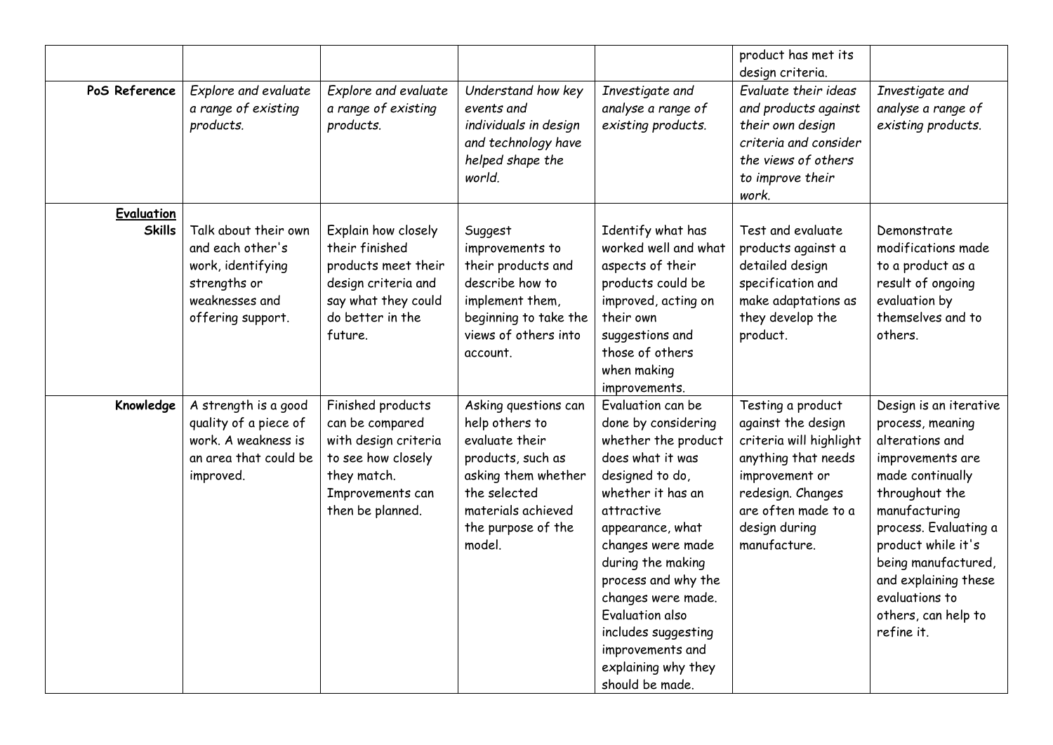| | | | | | | |
|---|---|---|---|---|---|---|
| | | | | | product has met its design criteria. | |
| **PoS Reference** | *Explore and evaluate a range of existing products.* | *Explore and evaluate a range of existing products.* | *Understand how key events and individuals in design and technology have helped shape the world.* | *Investigate and analyse a range of existing products.* | *Evaluate their ideas and products against their own design criteria and consider the views of others to improve their work.* | *Investigate and analyse a range of existing products.* |
| **Evaluation Skills** | Talk about their own and each other's work, identifying strengths or weaknesses and offering support. | Explain how closely their finished products meet their design criteria and say what they could do better in the future. | Suggest improvements to their products and describe how to implement them, beginning to take the views of others into account. | Identify what has worked well and what aspects of their products could be improved, acting on their own suggestions and those of others when making improvements. | Test and evaluate products against a detailed design specification and make adaptations as they develop the product. | Demonstrate modifications made to a product as a result of ongoing evaluation by themselves and to others. |
| **Knowledge** | A strength is a good quality of a piece of work. A weakness is an area that could be improved. | Finished products can be compared with design criteria to see how closely they match. Improvements can then be planned. | Asking questions can help others to evaluate their products, such as asking them whether the selected materials achieved the purpose of the model. | Evaluation can be done by considering whether the product does what it was designed to do, whether it has an attractive appearance, what changes were made during the making process and why the changes were made. Evaluation also includes suggesting improvements and explaining why they should be made. | Testing a product against the design criteria will highlight anything that needs improvement or redesign. Changes are often made to a design during manufacture. | Design is an iterative process, meaning alterations and improvements are made continually throughout the manufacturing process. Evaluating a product while it's being manufactured, and explaining these evaluations to others, can help to refine it. |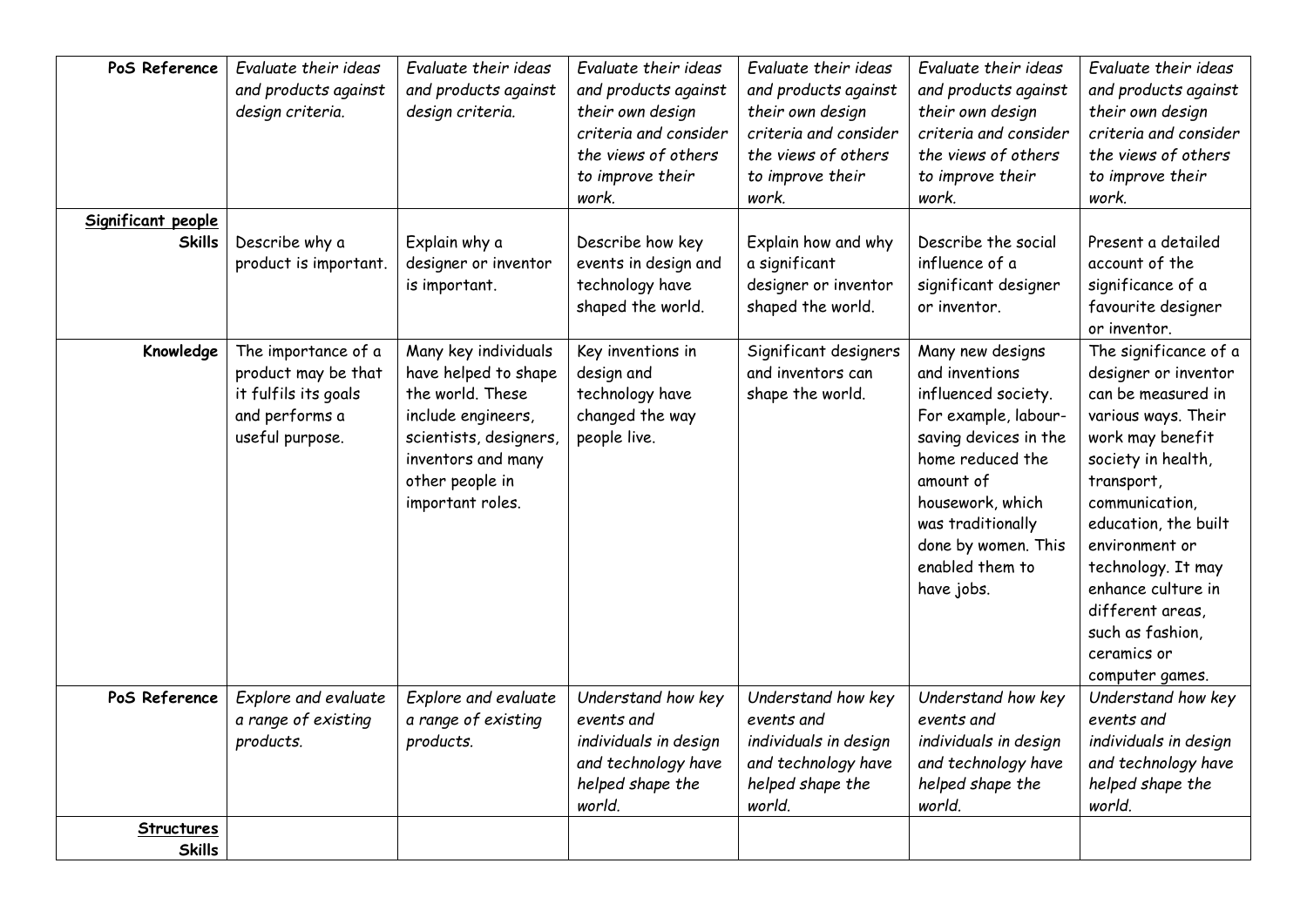| PoS Reference | *Evaluate their ideas and products against design criteria.* | *Evaluate their ideas and products against design criteria.* | *Evaluate their ideas and products against their own design criteria and consider the views of others to improve their work.* | *Evaluate their ideas and products against their own design criteria and consider the views of others to improve their work.* | *Evaluate their ideas and products against their own design criteria and consider the views of others to improve their work.* | *Evaluate their ideas and products against their own design criteria and consider the views of others to improve their work.* |
|---|---|---|---|---|---|---|
| **Significant people** | | | | | | |
| **Skills** | Describe why a product is important. | Explain why a designer or inventor is important. | Describe how key events in design and technology have shaped the world. | Explain how and why a significant designer or inventor shaped the world. | Describe the social influence of a significant designer or inventor. | Present a detailed account of the significance of a favourite designer or inventor. |
| **Knowledge** | The importance of a product may be that it fulfils its goals and performs a useful purpose. | Many key individuals have helped to shape the world. These include engineers, scientists, designers, inventors and many other people in important roles. | Key inventions in design and technology have changed the way people live. | Significant designers and inventors can shape the world. | Many new designs and inventions influenced society. For example, labour-saving devices in the home reduced the amount of housework, which was traditionally done by women. This enabled them to have jobs. | The significance of a designer or inventor can be measured in various ways. Their work may benefit society in health, transport, communication, education, the built environment or technology. It may enhance culture in different areas, such as fashion, ceramics or computer games. |
| **PoS Reference** | *Explore and evaluate a range of existing products.* | *Explore and evaluate a range of existing products.* | *Understand how key events and individuals in design and technology have helped shape the world.* | *Understand how key events and individuals in design and technology have helped shape the world.* | *Understand how key events and individuals in design and technology have helped shape the world.* | *Understand how key events and individuals in design and technology have helped shape the world.* |
| **Structures** | | | | | | |
| **Skills** | | | | | | |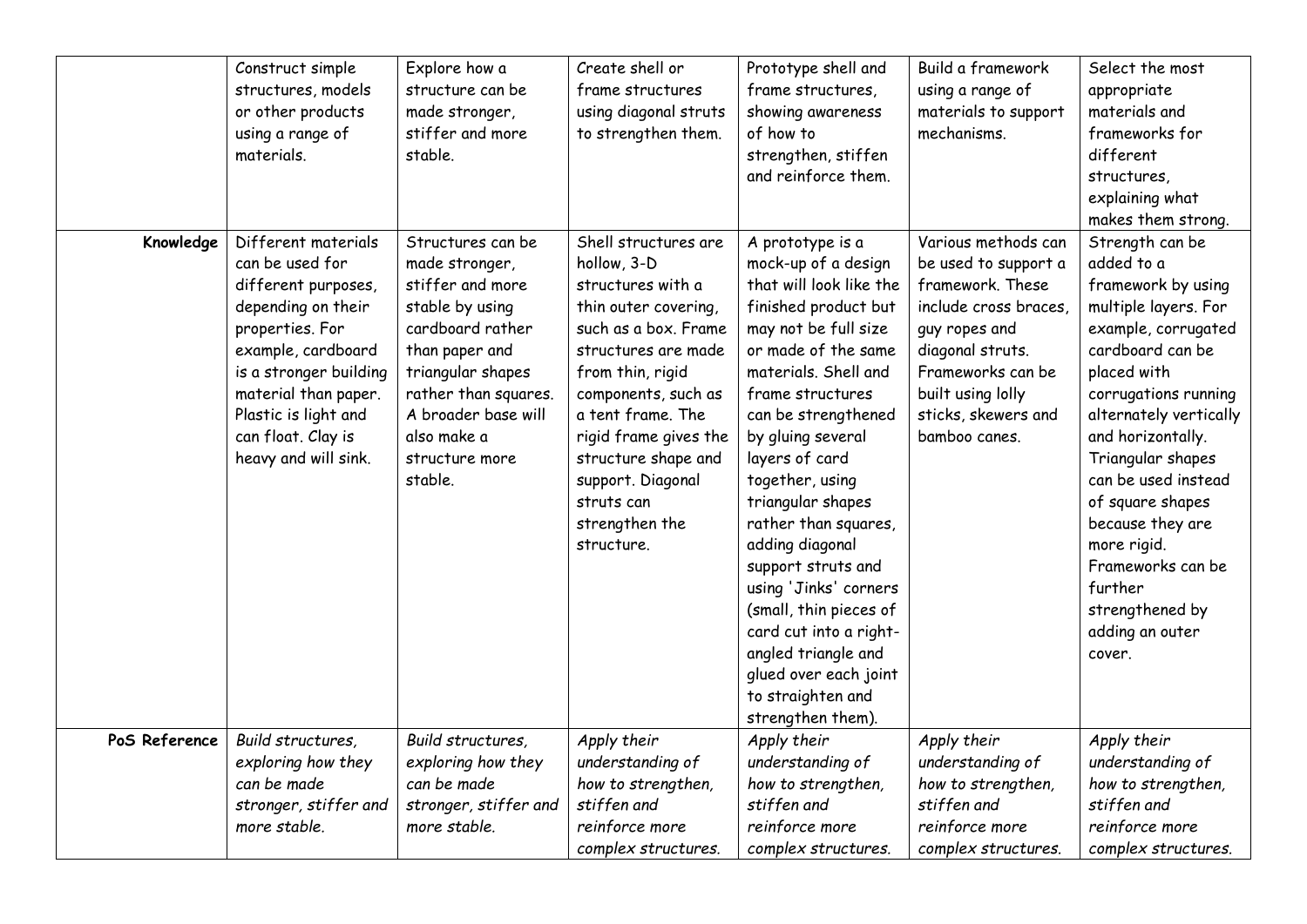| | Construct simple structures, models or other products using a range of materials. | Explore how a structure can be made stronger, stiffer and more stable. | Create shell or frame structures using diagonal struts to strengthen them. | Prototype shell and frame structures, showing awareness of how to strengthen, stiffen and reinforce them. | Build a framework using a range of materials to support mechanisms. | Select the most appropriate materials and frameworks for different structures, explaining what makes them strong. |
|---|---|---|---|---|---|---|
| **Knowledge** | Different materials can be used for different purposes, depending on their properties. For example, cardboard is a stronger building material than paper. Plastic is light and can float. Clay is heavy and will sink. | Structures can be made stronger, stiffer and more stable by using cardboard rather than paper and triangular shapes rather than squares. A broader base will also make a structure more stable. | Shell structures are hollow, 3-D structures with a thin outer covering, such as a box. Frame structures are made from thin, rigid components, such as a tent frame. The rigid frame gives the structure shape and support. Diagonal struts can strengthen the structure. | A prototype is a mock-up of a design that will look like the finished product but may not be full size or made of the same materials. Shell and frame structures can be strengthened by gluing several layers of card together, using triangular shapes rather than squares, adding diagonal support struts and using 'Jinks' corners (small, thin pieces of card cut into a right-angled triangle and glued over each joint to straighten and strengthen them). | Various methods can be used to support a framework. These include cross braces, guy ropes and diagonal struts. Frameworks can be built using lolly sticks, skewers and bamboo canes. | Strength can be added to a framework by using multiple layers. For example, corrugated cardboard can be placed with corrugations running alternately vertically and horizontally. Triangular shapes can be used instead of square shapes because they are more rigid. Frameworks can be further strengthened by adding an outer cover. |
| **PoS Reference** | *Build structures, exploring how they can be made stronger, stiffer and more stable.* | *Build structures, exploring how they can be made stronger, stiffer and more stable.* | *Apply their understanding of how to strengthen, stiffen and reinforce more complex structures.* | *Apply their understanding of how to strengthen, stiffen and reinforce more complex structures.* | *Apply their understanding of how to strengthen, stiffen and reinforce more complex structures.* | *Apply their understanding of how to strengthen, stiffen and reinforce more complex structures.* |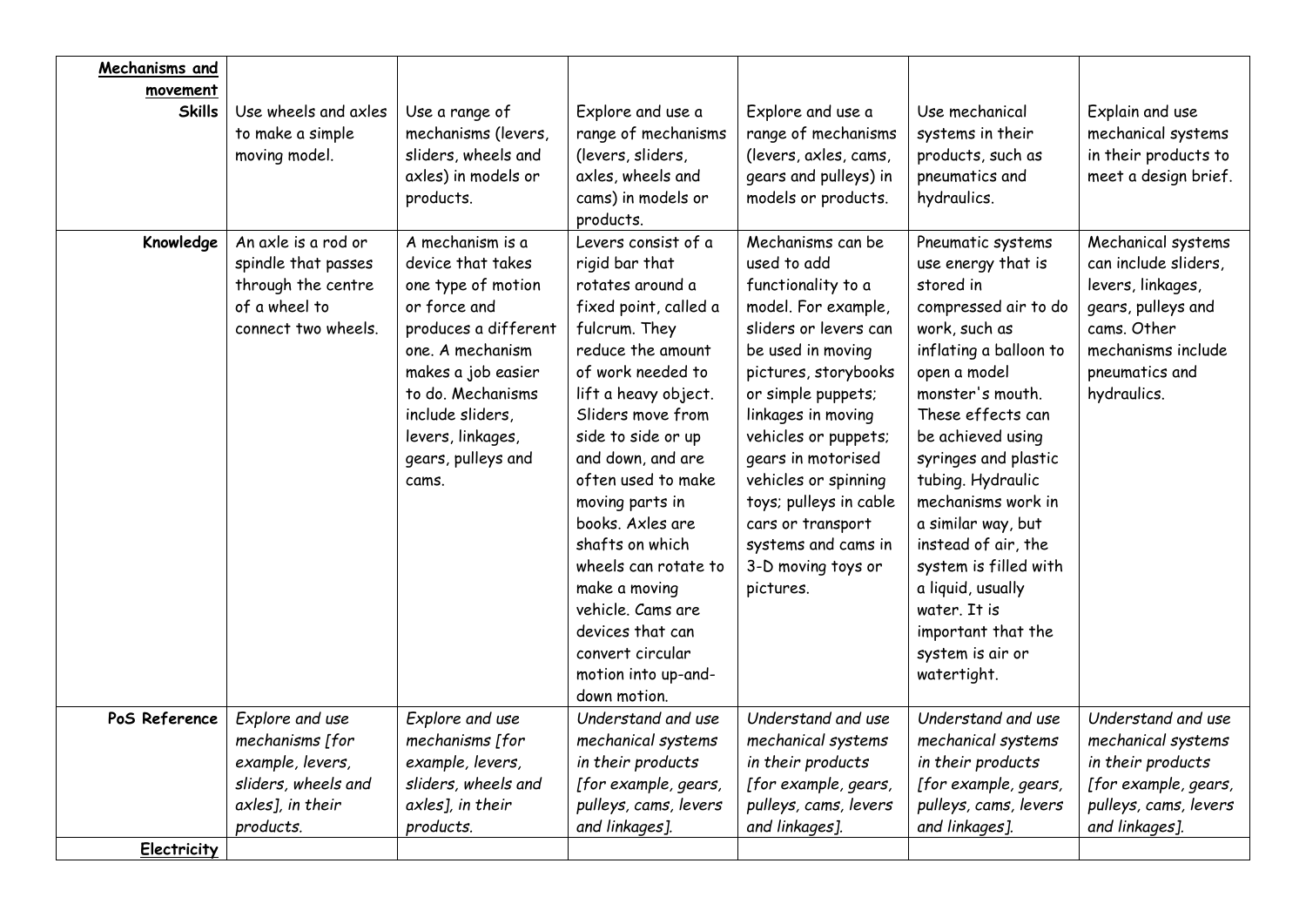| **Mechanisms and movement** | | | | | | |
|---|---|---|---|---|---|---|
| **Skills** | Use wheels and axles to make a simple moving model. | Use a range of mechanisms (levers, sliders, wheels and axles) in models or products. | Explore and use a range of mechanisms (levers, sliders, axles, wheels and cams) in models or products. | Explore and use a range of mechanisms (levers, axles, cams, gears and pulleys) in models or products. | Use mechanical systems in their products, such as pneumatics and hydraulics. | Explain and use mechanical systems in their products to meet a design brief. |
| **Knowledge** | An axle is a rod or spindle that passes through the centre of a wheel to connect two wheels. | A mechanism is a device that takes one type of motion or force and produces a different one. A mechanism makes a job easier to do. Mechanisms include sliders, levers, linkages, gears, pulleys and cams. | Levers consist of a rigid bar that rotates around a fixed point, called a fulcrum. They reduce the amount of work needed to lift a heavy object. Sliders move from side to side or up and down, and are often used to make moving parts in books. Axles are shafts on which wheels can rotate to make a moving vehicle. Cams are devices that can convert circular motion into up-and-down motion. | Mechanisms can be used to add functionality to a model. For example, sliders or levers can be used in moving pictures, storybooks or simple puppets; linkages in moving vehicles or puppets; gears in motorised vehicles or spinning toys; pulleys in cable cars or transport systems and cams in 3-D moving toys or pictures. | Pneumatic systems use energy that is stored in compressed air to do work, such as inflating a balloon to open a model monster's mouth. These effects can be achieved using syringes and plastic tubing. Hydraulic mechanisms work in a similar way, but instead of air, the system is filled with a liquid, usually water. It is important that the system is air or watertight. | Mechanical systems can include sliders, levers, linkages, gears, pulleys and cams. Other mechanisms include pneumatics and hydraulics. |
| **PoS Reference** | *Explore and use mechanisms [for example, levers, sliders, wheels and axles], in their products.* | *Explore and use mechanisms [for example, levers, sliders, wheels and axles], in their products.* | *Understand and use mechanical systems in their products [for example, gears, pulleys, cams, levers and linkages].* | *Understand and use mechanical systems in their products [for example, gears, pulleys, cams, levers and linkages].* | *Understand and use mechanical systems in their products [for example, gears, pulleys, cams, levers and linkages].* | *Understand and use mechanical systems in their products [for example, gears, pulleys, cams, levers and linkages].* |
| **Electricity** | | | | | | |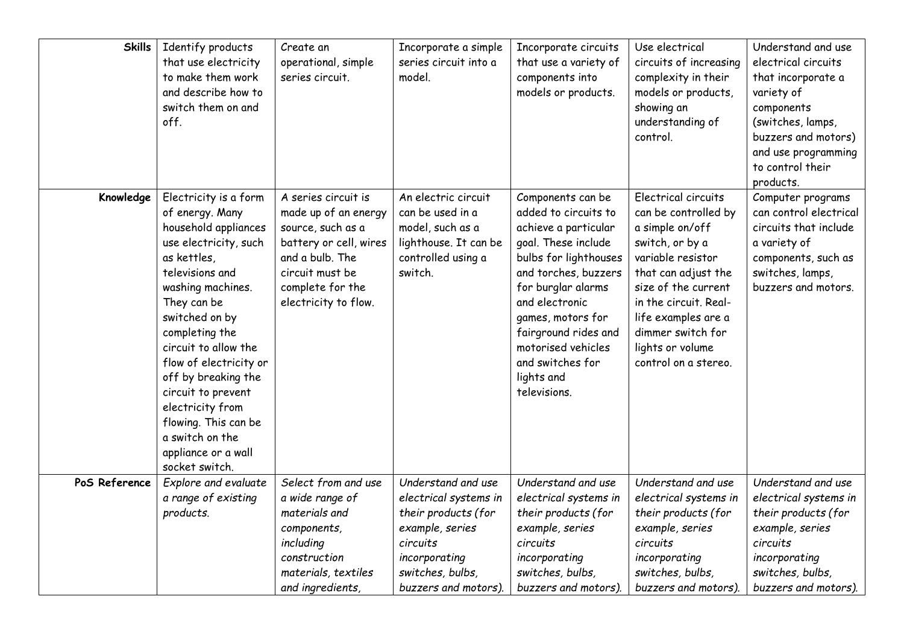| **Skills** | Identify products that use electricity to make them work and describe how to switch them on and off. | Create an operational, simple series circuit. | Incorporate a simple series circuit into a model. | Incorporate circuits that use a variety of components into models or products. | Use electrical circuits of increasing complexity in their models or products, showing an understanding of control. | Understand and use electrical circuits that incorporate a variety of components (switches, lamps, buzzers and motors) and use programming to control their products. |
|---|---|---|---|---|---|---|
| **Knowledge** | Electricity is a form of energy. Many household appliances use electricity, such as kettles, televisions and washing machines. They can be switched on by completing the circuit to allow the flow of electricity or off by breaking the circuit to prevent electricity from flowing. This can be a switch on the appliance or a wall socket switch. | A series circuit is made up of an energy source, such as a battery or cell, wires and a bulb. The circuit must be complete for the electricity to flow. | An electric circuit can be used in a model, such as a lighthouse. It can be controlled using a switch. | Components can be added to circuits to achieve a particular goal. These include bulbs for lighthouses and torches, buzzers for burglar alarms and electronic games, motors for fairground rides and motorised vehicles and switches for lights and televisions. | Electrical circuits can be controlled by a simple on/off switch, or by a variable resistor that can adjust the size of the current in the circuit. Real-life examples are a dimmer switch for lights or volume control on a stereo. | Computer programs can control electrical circuits that include a variety of components, such as switches, lamps, buzzers and motors. |
| **PoS Reference** | *Explore and evaluate a range of existing products.* | *Select from and use a wide range of materials and components, including construction materials, textiles and ingredients,* | *Understand and use electrical systems in their products (for example, series circuits incorporating switches, bulbs, buzzers and motors).* | *Understand and use electrical systems in their products (for example, series circuits incorporating switches, bulbs, buzzers and motors).* | *Understand and use electrical systems in their products (for example, series circuits incorporating switches, bulbs, buzzers and motors).* | *Understand and use electrical systems in their products (for example, series circuits incorporating switches, bulbs, buzzers and motors).* |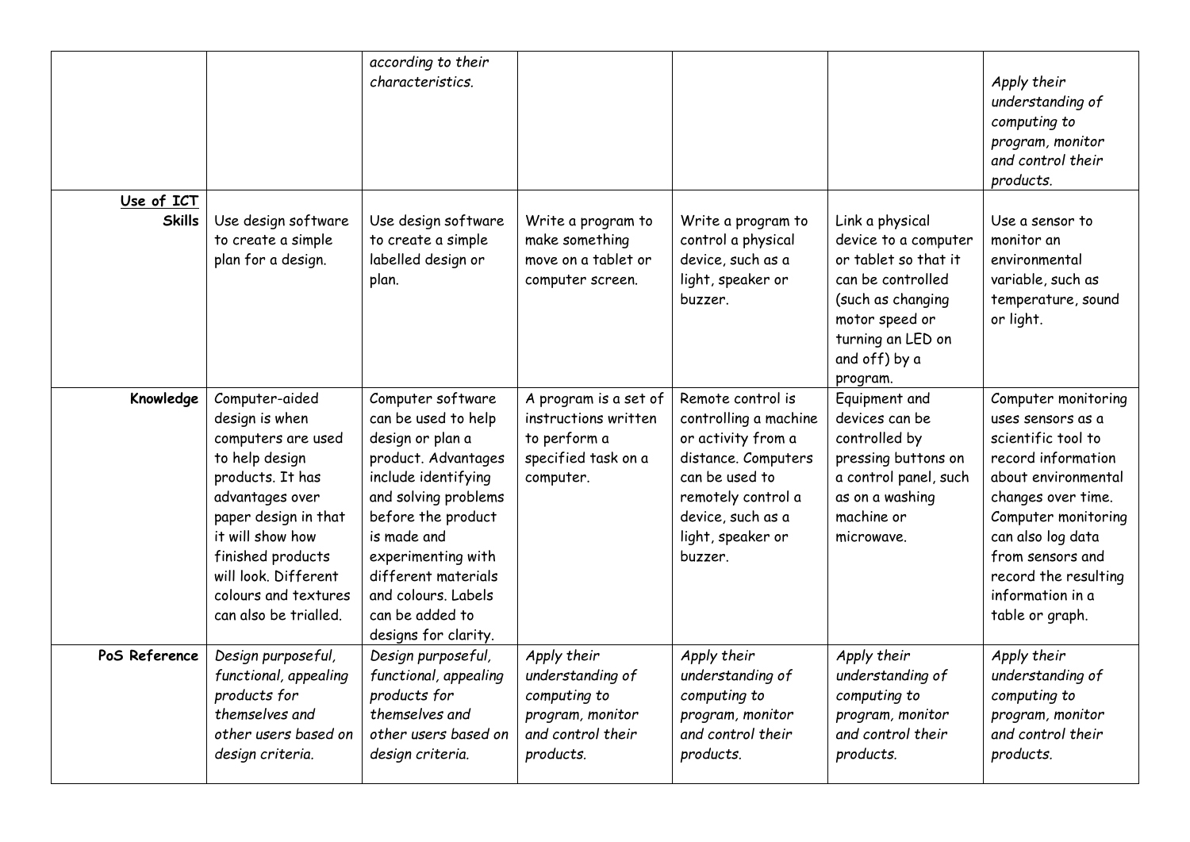|  |  |  |  |  |  |  |
|---|---|---|---|---|---|---|
|  |  | *according to their characteristics.* |  |  |  | *Apply their understanding of computing to program, monitor and control their products.* |
| **<u>Use of ICT</u> Skills** | Use design software to create a simple plan for a design. | Use design software to create a simple labelled design or plan. | Write a program to make something move on a tablet or computer screen. | Write a program to control a physical device, such as a light, speaker or buzzer. | Link a physical device to a computer or tablet so that it can be controlled (such as changing motor speed or turning an LED on and off) by a program. | Use a sensor to monitor an environmental variable, such as temperature, sound or light. |
| **Knowledge** | Computer-aided design is when computers are used to help design products. It has advantages over paper design in that it will show how finished products will look. Different colours and textures can also be trialled. | Computer software can be used to help design or plan a product. Advantages include identifying and solving problems before the product is made and experimenting with different materials and colours. Labels can be added to designs for clarity. | A program is a set of instructions written to perform a specified task on a computer. | Remote control is controlling a machine or activity from a distance. Computers can be used to remotely control a device, such as a light, speaker or buzzer. | Equipment and devices can be controlled by pressing buttons on a control panel, such as on a washing machine or microwave. | Computer monitoring uses sensors as a scientific tool to record information about environmental changes over time. Computer monitoring can also log data from sensors and record the resulting information in a table or graph. |
| **PoS Reference** | *Design purposeful, functional, appealing products for themselves and other users based on design criteria.* | *Design purposeful, functional, appealing products for themselves and other users based on design criteria.* | *Apply their understanding of computing to program, monitor and control their products.* | *Apply their understanding of computing to program, monitor and control their products.* | *Apply their understanding of computing to program, monitor and control their products.* | *Apply their understanding of computing to program, monitor and control their products.* |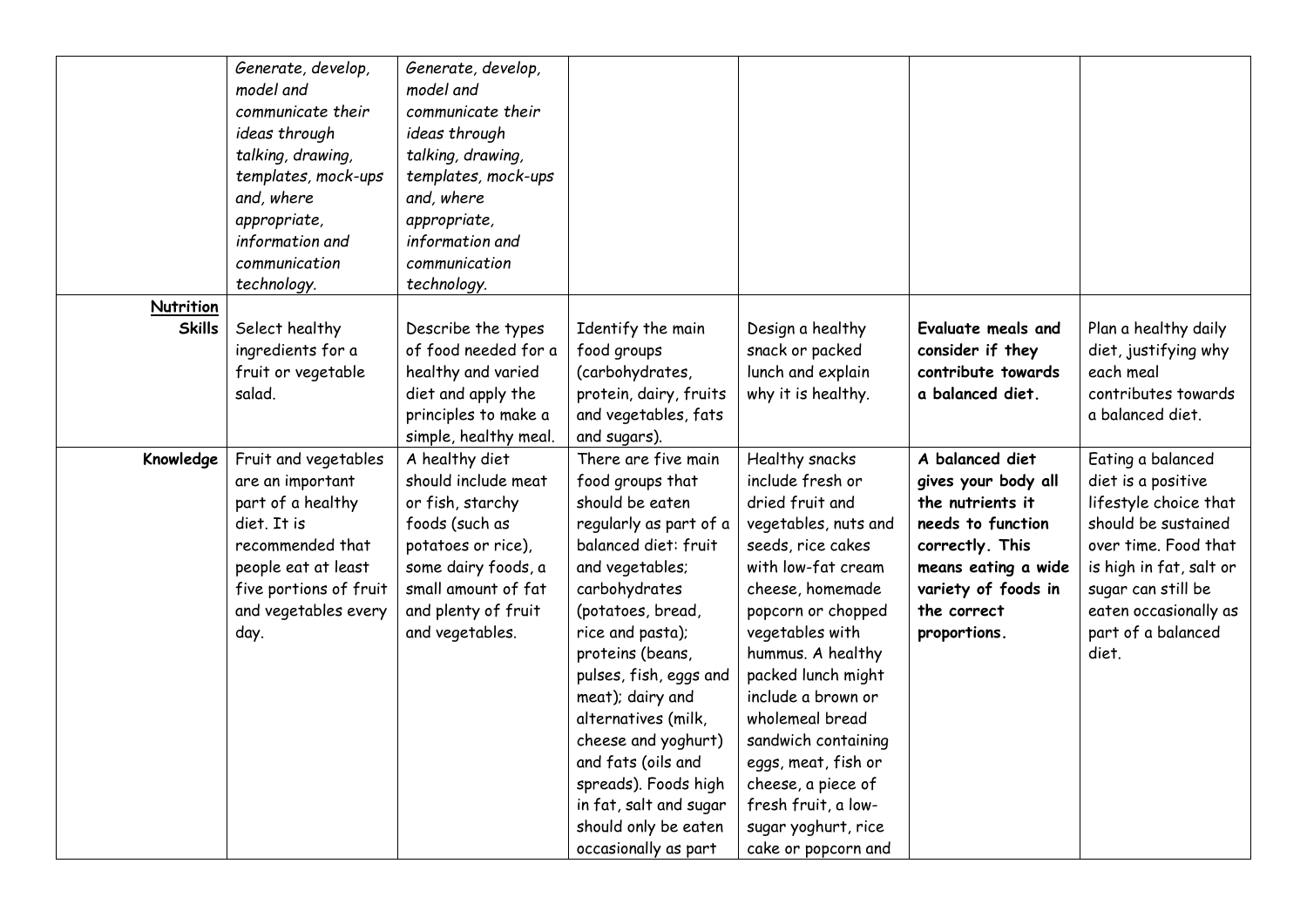| | | | | | | |
|---|---|---|---|---|---|---|
| | *Generate, develop, model and communicate their ideas through talking, drawing, templates, mock-ups and, where appropriate, information and communication technology.* | *Generate, develop, model and communicate their ideas through talking, drawing, templates, mock-ups and, where appropriate, information and communication technology.* | | | | |
| **Nutrition** **Skills** | Select healthy ingredients for a fruit or vegetable salad. | Describe the types of food needed for a healthy and varied diet and apply the principles to make a simple, healthy meal. | Identify the main food groups (carbohydrates, protein, dairy, fruits and vegetables, fats and sugars). | Design a healthy snack or packed lunch and explain why it is healthy. | **Evaluate meals and consider if they contribute towards a balanced diet.** | Plan a healthy daily diet, justifying why each meal contributes towards a balanced diet. |
| **Knowledge** | Fruit and vegetables are an important part of a healthy diet. It is recommended that people eat at least five portions of fruit and vegetables every day. | A healthy diet should include meat or fish, starchy foods (such as potatoes or rice), some dairy foods, a small amount of fat and plenty of fruit and vegetables. | There are five main food groups that should be eaten regularly as part of a balanced diet: fruit and vegetables; carbohydrates (potatoes, bread, rice and pasta); proteins (beans, pulses, fish, eggs and meat); dairy and alternatives (milk, cheese and yoghurt) and fats (oils and spreads). Foods high in fat, salt and sugar should only be eaten occasionally as part | Healthy snacks include fresh or dried fruit and vegetables, nuts and seeds, rice cakes with low-fat cream cheese, homemade popcorn or chopped vegetables with hummus. A healthy packed lunch might include a brown or wholemeal bread sandwich containing eggs, meat, fish or cheese, a piece of fresh fruit, a low-sugar yoghurt, rice cake or popcorn and | **A balanced diet gives your body all the nutrients it needs to function correctly. This means eating a wide variety of foods in the correct proportions.** | Eating a balanced diet is a positive lifestyle choice that should be sustained over time. Food that is high in fat, salt or sugar can still be eaten occasionally as part of a balanced diet. |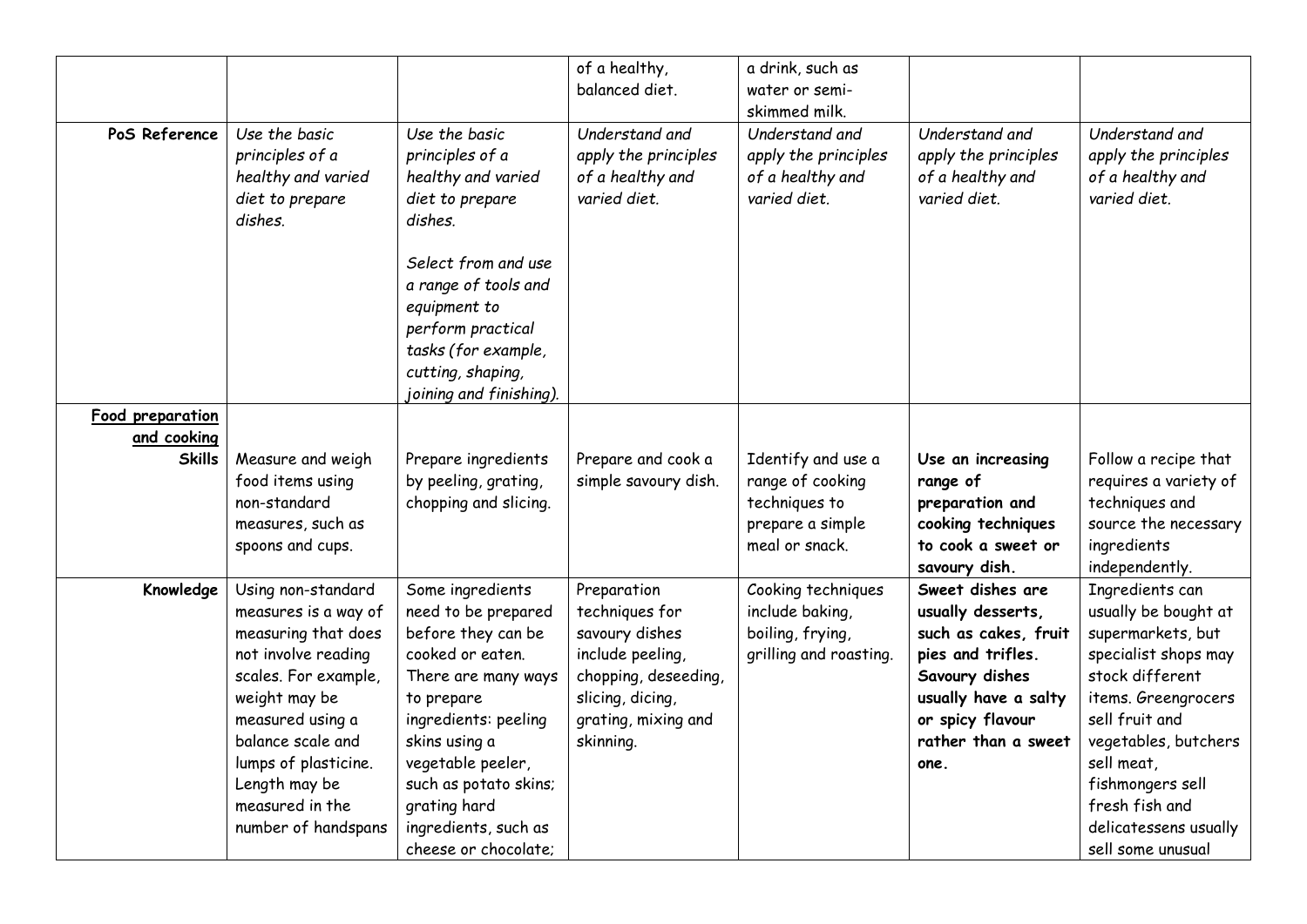| | | | | | | |
|---|---|---|---|---|---|---|
| | | | of a healthy, balanced diet. | a drink, such as water or semi-skimmed milk. | | |
| **PoS Reference** | *Use the basic principles of a healthy and varied diet to prepare dishes.* | *Use the basic principles of a healthy and varied diet to prepare dishes.*<br><br>*Select from and use a range of tools and equipment to perform practical tasks (for example, cutting, shaping, joining and finishing).* | *Understand and apply the principles of a healthy and varied diet.* | *Understand and apply the principles of a healthy and varied diet.* | *Understand and apply the principles of a healthy and varied diet.* | *Understand and apply the principles of a healthy and varied diet.* |
| **Food preparation and cooking Skills** | Measure and weigh food items using non-standard measures, such as spoons and cups. | Prepare ingredients by peeling, grating, chopping and slicing. | Prepare and cook a simple savoury dish. | Identify and use a range of cooking techniques to prepare a simple meal or snack. | **Use an increasing range of preparation and cooking techniques to cook a sweet or savoury dish.** | Follow a recipe that requires a variety of techniques and source the necessary ingredients independently. |
| **Knowledge** | Using non-standard measures is a way of measuring that does not involve reading scales. For example, weight may be measured using a balance scale and lumps of plasticine. Length may be measured in the number of handspans | Some ingredients need to be prepared before they can be cooked or eaten. There are many ways to prepare ingredients: peeling skins using a vegetable peeler, such as potato skins; grating hard ingredients, such as cheese or chocolate; | Preparation techniques for savoury dishes include peeling, chopping, deseeding, slicing, dicing, grating, mixing and skinning. | Cooking techniques include baking, boiling, frying, grilling and roasting. | **Sweet dishes are usually desserts, such as cakes, fruit pies and trifles. Savoury dishes usually have a salty or spicy flavour rather than a sweet one.** | Ingredients can usually be bought at supermarkets, but specialist shops may stock different items. Greengrocers sell fruit and vegetables, butchers sell meat, fishmongers sell fresh fish and delicatessens usually sell some unusual |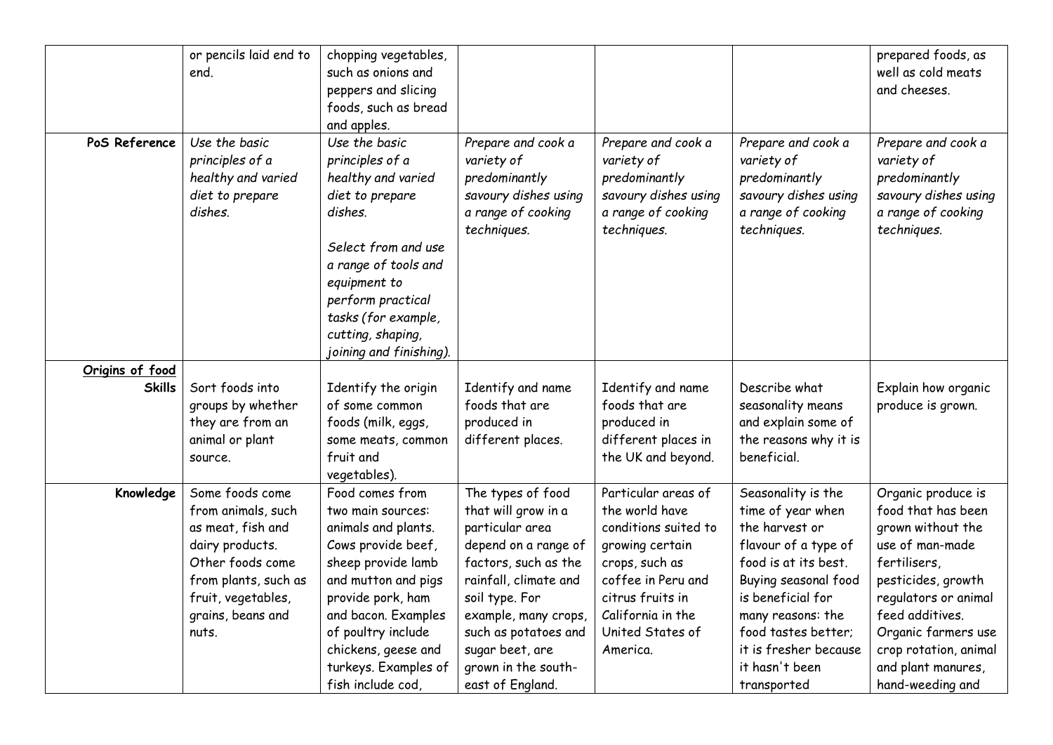|  |  |  |  |  |  |  |
|---|---|---|---|---|---|---|
|  | or pencils laid end to end. | chopping vegetables, such as onions and peppers and slicing foods, such as bread and apples. |  |  |  | prepared foods, as well as cold meats and cheeses. |
| **PoS Reference** | *Use the basic principles of a healthy and varied diet to prepare dishes.* | *Use the basic principles of a healthy and varied diet to prepare dishes.* *Select from and use a range of tools and equipment to perform practical tasks (for example, cutting, shaping, joining and finishing).* | *Prepare and cook a variety of predominantly savoury dishes using a range of cooking techniques.* | *Prepare and cook a variety of predominantly savoury dishes using a range of cooking techniques.* | *Prepare and cook a variety of predominantly savoury dishes using a range of cooking techniques.* | *Prepare and cook a variety of predominantly savoury dishes using a range of cooking techniques.* |
| **Origins of food** **Skills** | Sort foods into groups by whether they are from an animal or plant source. | Identify the origin of some common foods (milk, eggs, some meats, common fruit and vegetables). | Identify and name foods that are produced in different places. | Identify and name foods that are produced in different places in the UK and beyond. | Describe what seasonality means and explain some of the reasons why it is beneficial. | Explain how organic produce is grown. |
| **Knowledge** | Some foods come from animals, such as meat, fish and dairy products. Other foods come from plants, such as fruit, vegetables, grains, beans and nuts. | Food comes from two main sources: animals and plants. Cows provide beef, sheep provide lamb and mutton and pigs provide pork, ham and bacon. Examples of poultry include chickens, geese and turkeys. Examples of fish include cod, | The types of food that will grow in a particular area depend on a range of factors, such as the rainfall, climate and soil type. For example, many crops, such as potatoes and sugar beet, are grown in the south-east of England. | Particular areas of the world have conditions suited to growing certain crops, such as coffee in Peru and citrus fruits in California in the United States of America. | Seasonality is the time of year when the harvest or flavour of a type of food is at its best. Buying seasonal food is beneficial for many reasons: the food tastes better; it is fresher because it hasn't been transported | Organic produce is food that has been grown without the use of man-made fertilisers, pesticides, growth regulators or animal feed additives. Organic farmers use crop rotation, animal and plant manures, hand-weeding and |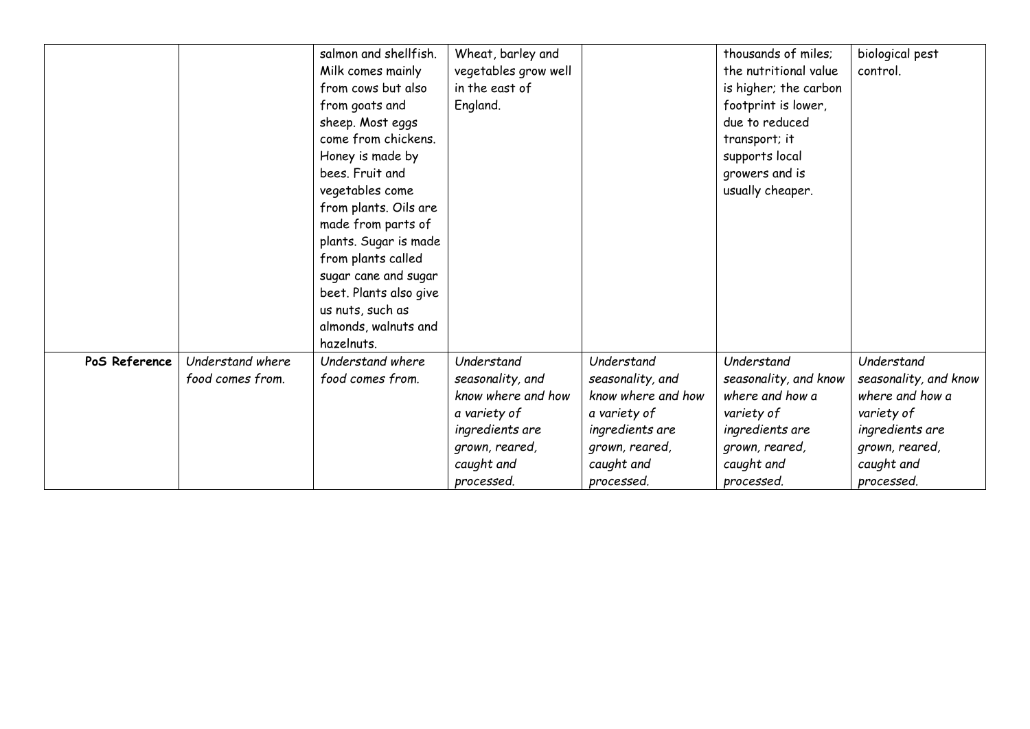| | | | | | | |
|---|---|---|---|---|---|---|
| | | salmon and shellfish. Milk comes mainly from cows but also from goats and sheep. Most eggs come from chickens. Honey is made by bees. Fruit and vegetables come from plants. Oils are made from parts of plants. Sugar is made from plants called sugar cane and sugar beet. Plants also give us nuts, such as almonds, walnuts and hazelnuts. | Wheat, barley and vegetables grow well in the east of England. | | thousands of miles; the nutritional value is higher; the carbon footprint is lower, due to reduced transport; it supports local growers and is usually cheaper. | biological pest control. |
| **PoS Reference** | *Understand where food comes from.* | *Understand where food comes from.* | *Understand seasonality, and know where and how a variety of ingredients are grown, reared, caught and processed.* | *Understand seasonality, and know where and how a variety of ingredients are grown, reared, caught and processed.* | *Understand seasonality, and know where and how a variety of ingredients are grown, reared, caught and processed.* | *Understand seasonality, and know where and how a variety of ingredients are grown, reared, caught and processed.* |